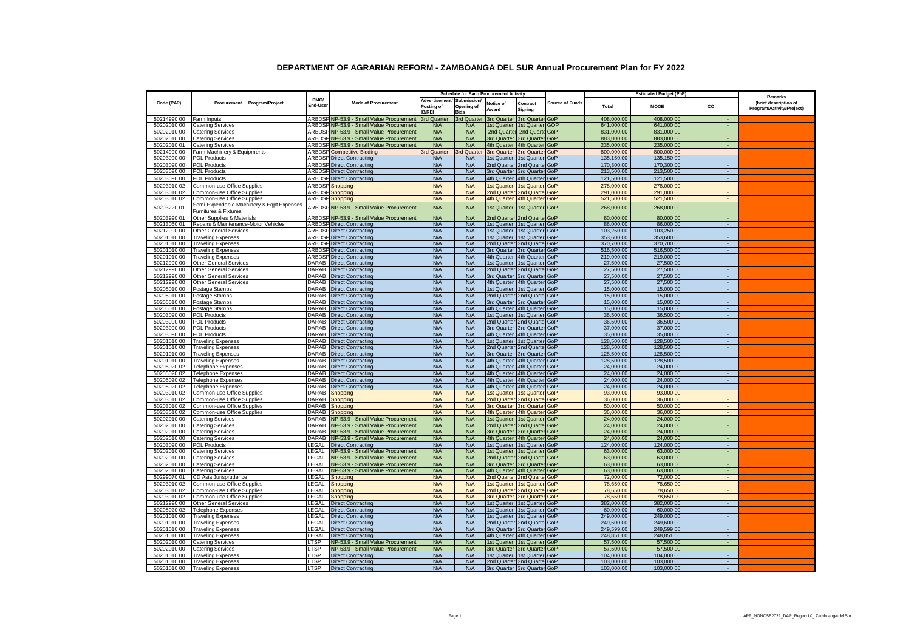# DEPARTMENT OF AGRARIAN REFORM - ZAMBOANGA DEL SUR Annual Procurement Plan for FY 2022

| Code (PAP) | Procurement Program/Project | PMO/ End-User | Mode of Procurement | Schedule for Each Procurement Activity | | | | Source of Funds | Estimated Budget (PhP) | | | Remarks (brief description of Program/Activity/Project) |
|---|---|---|---|---|---|---|---|---|---|---|---|---|
| | | | | Advertisement/ Posting of IB/REI | Submission/ Opening of Bids | Notice of Award | Contract Signing | | Total | MOOE | CO | |
| 50214990 00 | Farm Inputs | ARBDSP | NP-53.9 - Small Value Procurement | 3rd Quarter | 3rd Quarter | 3rd Quarter | 3rd Quarter | GoP | 408,000.00 | 408,000.00 | - | |
| 50202010 00 | Catering Services | ARBDSP | NP-53.9 - Small Value Procurement | N/A | N/A | 1st Quarter | 1st Quarter | GOP | 641,000.00 | 641,000.00 | - | |
| 50202010 00 | Catering Services | ARBDSP | NP-53.9 - Small Value Procurement | N/A | N/A | 2nd Quarter | 2nd Quarter | GoP | 831,000.00 | 831,000.00 | - | |
| 50202010 00 | Catering Services | ARBDSP | NP-53.9 - Small Value Procurement | N/A | N/A | 3rd Quarter | 3rd Quarter | GoP | 883,000.00 | 883,000.00 | - | |
| 50202010 01 | Catering Services | ARBDSP | NP-53.9 - Small Value Procurement | N/A | N/A | 4th Quarter | 4th Quarter | GoP | 235,000.00 | 235,000.00 | - | |
| 50214990 00 | Farm Machinery & Equipments | ARBDSP | Competitive Bidding | 3rd Quarter | 3rd Quarter | 3rd Quarter | 3rd Quarter | GoP | 800,000.00 | 800,000.00 | - | |
| 50203090 00 | POL Products | ARBDSP | Direct Contracting | N/A | N/A | 1st Quarter | 1st Quarter | GoP | 135,150.00 | 135,150.00 | - | |
| 50203090 00 | POL Products | ARBDSP | Direct Contracting | N/A | N/A | 2nd Quarter | 2nd Quarter | GoP | 170,300.00 | 170,300.00 | - | |
| 50203090 00 | POL Products | ARBDSP | Direct Contracting | N/A | N/A | 3rd Quarter | 3rd Quarter | GoP | 213,500.00 | 213,500.00 | - | |
| 50203090 00 | POL Products | ARBDSP | Direct Contracting | N/A | N/A | 4th Quarter | 4th Quarter | GoP | 121,500.00 | 121,500.00 | - | |
| 50203010 02 | Common-use Office Supplies | ARBDSP | Shopping | N/A | N/A | 1st Quarter | 1st Quarter | GoP | 278,000.00 | 278,000.00 | - | |
| 50203010 02 | Common-use Office Supplies | ARBDSP | Shopping | N/A | N/A | 2nd Quarter | 2nd Quarter | GoP | 291,000.00 | 291,000.00 | - | |
| 50203010 02 | Common-use Office Supplies | ARBDSP | Shopping | N/A | N/A | 4th Quarter | 4th Quarter | GoP | 521,500.00 | 521,500.00 | - | |
| 50203220 01 | Semi-Expendable Machinery & Eqpt Expenses-Furnitures & Fixtures | ARBDSP | NP-53.9 - Small Value Procurement | N/A | N/A | 1st Quarter | 1st Quarter | GoP | 268,000.00 | 268,000.00 | - | |
| 50203990 01 | Other Supplies & Materials | ARBDSP | NP-53.9 - Small Value Procurement | N/A | N/A | 2nd Quarter | 2nd Quarter | GoP | 80,000.00 | 80,000.00 | - | |
| 50213060 01 | Repairs & Maintenance-Motor Vehicles | ARBDSP | Direct Contracting | N/A | N/A | 1st Quarter | 1st Quarter | GoP | 86,000.00 | 86,000.00 | - | |
| 50212990 00 | Other General Services | ARBDSP | Direct Contracting | N/A | N/A | 1st Quarter | 1st Quarter | GoP | 103,250.00 | 103,250.00 | - | |
| 50201010 00 | Traveling Expenses | ARBDSP | Direct Contracting | N/A | N/A | 1st Quarter | 1st Quarter | GoP | 353,600.00 | 353,600.00 | - | |
| 50201010 00 | Traveling Expenses | ARBDSP | Direct Contracting | N/A | N/A | 2nd Quarter | 2nd Quarter | GoP | 370,700.00 | 370,700.00 | - | |
| 50201010 00 | Traveling Expenses | ARBDSP | Direct Contracting | N/A | N/A | 3rd Quarter | 3rd Quarter | GoP | 516,500.00 | 516,500.00 | - | |
| 50201010 00 | Traveling Expenses | ARBDSP | Direct Contracting | N/A | N/A | 4th Quarter | 4th Quarter | GoP | 219,000.00 | 219,000.00 | - | |
| 50212990 00 | Other General Services | DARAB | Direct Contracting | N/A | N/A | 1st Quarter | 1st Quarter | GoP | 27,500.00 | 27,500.00 | - | |
| 50212990 00 | Other General Services | DARAB | Direct Contracting | N/A | N/A | 2nd Quarter | 2nd Quarter | GoP | 27,500.00 | 27,500.00 | - | |
| 50212990 00 | Other General Services | DARAB | Direct Contracting | N/A | N/A | 3rd Quarter | 3rd Quarter | GoP | 27,500.00 | 27,500.00 | - | |
| 50212990 00 | Other General Services | DARAB | Direct Contracting | N/A | N/A | 4th Quarter | 4th Quarter | GoP | 27,500.00 | 27,500.00 | - | |
| 50205010 00 | Postage Stamps | DARAB | Direct Contracting | N/A | N/A | 1st Quarter | 1st Quarter | GoP | 15,000.00 | 15,000.00 | - | |
| 50205010 00 | Postage Stamps | DARAB | Direct Contracting | N/A | N/A | 2nd Quarter | 2nd Quarter | GoP | 15,000.00 | 15,000.00 | - | |
| 50205010 00 | Postage Stamps | DARAB | Direct Contracting | N/A | N/A | 3rd Quarter | 3rd Quarter | GoP | 15,000.00 | 15,000.00 | - | |
| 50205010 00 | Postage Stamps | DARAB | Direct Contracting | N/A | N/A | 4th Quarter | 4th Quarter | GoP | 15,000.00 | 15,000.00 | - | |
| 50203090 00 | POL Products | DARAB | Direct Contracting | N/A | N/A | 1st Quarter | 1st Quarter | GoP | 36,500.00 | 36,500.00 | - | |
| 50203090 00 | POL Products | DARAB | Direct Contracting | N/A | N/A | 2nd Quarter | 2nd Quarter | GoP | 36,500.00 | 36,500.00 | - | |
| 50203090 00 | POL Products | DARAB | Direct Contracting | N/A | N/A | 3rd Quarter | 3rd Quarter | GoP | 37,000.00 | 37,000.00 | - | |
| 50203090 00 | POL Products | DARAB | Direct Contracting | N/A | N/A | 4th Quarter | 4th Quarter | GoP | 35,000.00 | 35,000.00 | - | |
| 50201010 00 | Traveling Expenses | DARAB | Direct Contracting | N/A | N/A | 1st Quarter | 1st Quarter | GoP | 128,500.00 | 128,500.00 | - | |
| 50201010 00 | Traveling Expenses | DARAB | Direct Contracting | N/A | N/A | 2nd Quarter | 2nd Quarter | GoP | 128,500.00 | 128,500.00 | - | |
| 50201010 00 | Traveling Expenses | DARAB | Direct Contracting | N/A | N/A | 3rd Quarter | 3rd Quarter | GoP | 128,500.00 | 128,500.00 | - | |
| 50201010 00 | Traveling Expenses | DARAB | Direct Contracting | N/A | N/A | 4th Quarter | 4th Quarter | GoP | 128,500.00 | 128,500.00 | - | |
| 50205020 02 | Telephone Expenses | DARAB | Direct Contracting | N/A | N/A | 4th Quarter | 4th Quarter | GoP | 24,000.00 | 24,000.00 | - | |
| 50205020 02 | Telephone Expenses | DARAB | Direct Contracting | N/A | N/A | 4th Quarter | 4th Quarter | GoP | 24,000.00 | 24,000.00 | - | |
| 50205020 02 | Telephone Expenses | DARAB | Direct Contracting | N/A | N/A | 4th Quarter | 4th Quarter | GoP | 24,000.00 | 24,000.00 | - | |
| 50205020 02 | Telephone Expenses | DARAB | Direct Contracting | N/A | N/A | 4th Quarter | 4th Quarter | GoP | 24,000.00 | 24,000.00 | - | |
| 50203010 02 | Common-use Office Supplies | DARAB | Shopping | N/A | N/A | 1st Quarter | 1st Quarter | GoP | 93,000.00 | 93,000.00 | - | |
| 50203010 02 | Common-use Office Supplies | DARAB | Shopping | N/A | N/A | 2nd Quarter | 2nd Quarter | GoP | 36,000.00 | 36,000.00 | - | |
| 50203010 02 | Common-use Office Supplies | DARAB | Shopping | N/A | N/A | 3rd Quarter | 3rd Quarter | GoP | 50,000.00 | 50,000.00 | - | |
| 50203010 02 | Common-use Office Supplies | DARAB | Shopping | N/A | N/A | 4th Quarter | 4th Quarter | GoP | 36,000.00 | 36,000.00 | - | |
| 50202010 00 | Catering Services | DARAB | NP-53.9 - Small Value Procurement | N/A | N/A | 1st Quarter | 1st Quarter | GoP | 24,000.00 | 24,000.00 | - | |
| 50202010 00 | Catering Services | DARAB | NP-53.9 - Small Value Procurement | N/A | N/A | 2nd Quarter | 2nd Quarter | GoP | 24,000.00 | 24,000.00 | - | |
| 50202010 00 | Catering Services | DARAB | NP-53.9 - Small Value Procurement | N/A | N/A | 3rd Quarter | 3rd Quarter | GoP | 24,000.00 | 24,000.00 | - | |
| 50202010 00 | Catering Services | DARAB | NP-53.9 - Small Value Procurement | N/A | N/A | 4th Quarter | 4th Quarter | GoP | 24,000.00 | 24,000.00 | - | |
| 50203090 00 | POL Products | LEGAL | Direct Contracting | N/A | N/A | 1st Quarter | 1st Quarter | GoP | 124,000.00 | 124,000.00 | - | |
| 50202010 00 | Catering Services | LEGAL | NP-53.9 - Small Value Procurement | N/A | N/A | 1st Quarter | 1st Quarter | GoP | 63,000.00 | 63,000.00 | - | |
| 50202010 00 | Catering Services | LEGAL | NP-53.9 - Small Value Procurement | N/A | N/A | 2nd Quarter | 2nd Quarter | GoP | 63,000.00 | 63,000.00 | - | |
| 50202010 00 | Catering Services | LEGAL | NP-53.9 - Small Value Procurement | N/A | N/A | 3rd Quarter | 3rd Quarter | GoP | 63,000.00 | 63,000.00 | - | |
| 50202010 00 | Catering Services | LEGAL | NP-53.9 - Small Value Procurement | N/A | N/A | 4th Quarter | 4th Quarter | GoP | 63,000.00 | 63,000.00 | - | |
| 50299070 01 | CD Asia Jurisprudence | LEGAL | Shopping | N/A | N/A | 2nd Quarter | 2nd Quarter | GoP | 72,000.00 | 72,000.00 | - | |
| 50203010 02 | Common-use Office Supplies | LEGAL | Shopping | N/A | N/A | 1st Quarter | 1st Quarter | GoP | 78,650.00 | 78,650.00 | - | |
| 50203010 02 | Common-use Office Supplies | LEGAL | Shopping | N/A | N/A | 2nd Quarter | 2nd Quarter | GoP | 78,650.00 | 78,650.00 | - | |
| 50203010 02 | Common-use Office Supplies | LEGAL | Shopping | N/A | N/A | 3rd Quarter | 3rd Quarter | GoP | 78,650.00 | 78,650.00 | - | |
| 50212990 00 | Other General Services | LEGAL | Direct Contracting | N/A | N/A | 1st Quarter | 1st Quarter | GoP | 382,000.00 | 382,000.00 | - | |
| 50205020 02 | Telephone Expenses | LEGAL | Direct Contracting | N/A | N/A | 1st Quarter | 1st Quarter | GoP | 60,000.00 | 60,000.00 | - | |
| 50201010 00 | Traveling Expenses | LEGAL | Direct Contracting | N/A | N/A | 1st Quarter | 1st Quarter | GoP | 249,000.00 | 249,000.00 | - | |
| 50201010 00 | Traveling Expenses | LEGAL | Direct Contracting | N/A | N/A | 2nd Quarter | 2nd Quarter | GoP | 249,600.00 | 249,600.00 | - | |
| 50201010 00 | Traveling Expenses | LEGAL | Direct Contracting | N/A | N/A | 3rd Quarter | 3rd Quarter | GoP | 249,599.00 | 249,599.00 | - | |
| 50201010 00 | Traveling Expenses | LEGAL | Direct Contracting | N/A | N/A | 4th Quarter | 4th Quarter | GoP | 248,851.00 | 248,851.00 | - | |
| 50202010 00 | Catering Services | LTSP | NP-53.9 - Small Value Procurement | N/A | N/A | 1st Quarter | 1st Quarter | GoP | 57,500.00 | 57,500.00 | - | |
| 50202010 00 | Catering Services | LTSP | NP-53.9 - Small Value Procurement | N/A | N/A | 3rd Quarter | 3rd Quarter | GoP | 57,500.00 | 57,500.00 | - | |
| 50201010 00 | Traveling Expenses | LTSP | Direct Contracting | N/A | N/A | 1st Quarter | 1st Quarter | GoP | 104,000.00 | 104,000.00 | - | |
| 50201010 00 | Traveling Expenses | LTSP | Direct Contracting | N/A | N/A | 2nd Quarter | 2nd Quarter | GoP | 103,000.00 | 103,000.00 | - | |
| 50201010 00 | Traveling Expenses | LTSP | Direct Contracting | N/A | N/A | 3rd Quarter | 3rd Quarter | GoP | 103,000.00 | 103,000.00 | - | |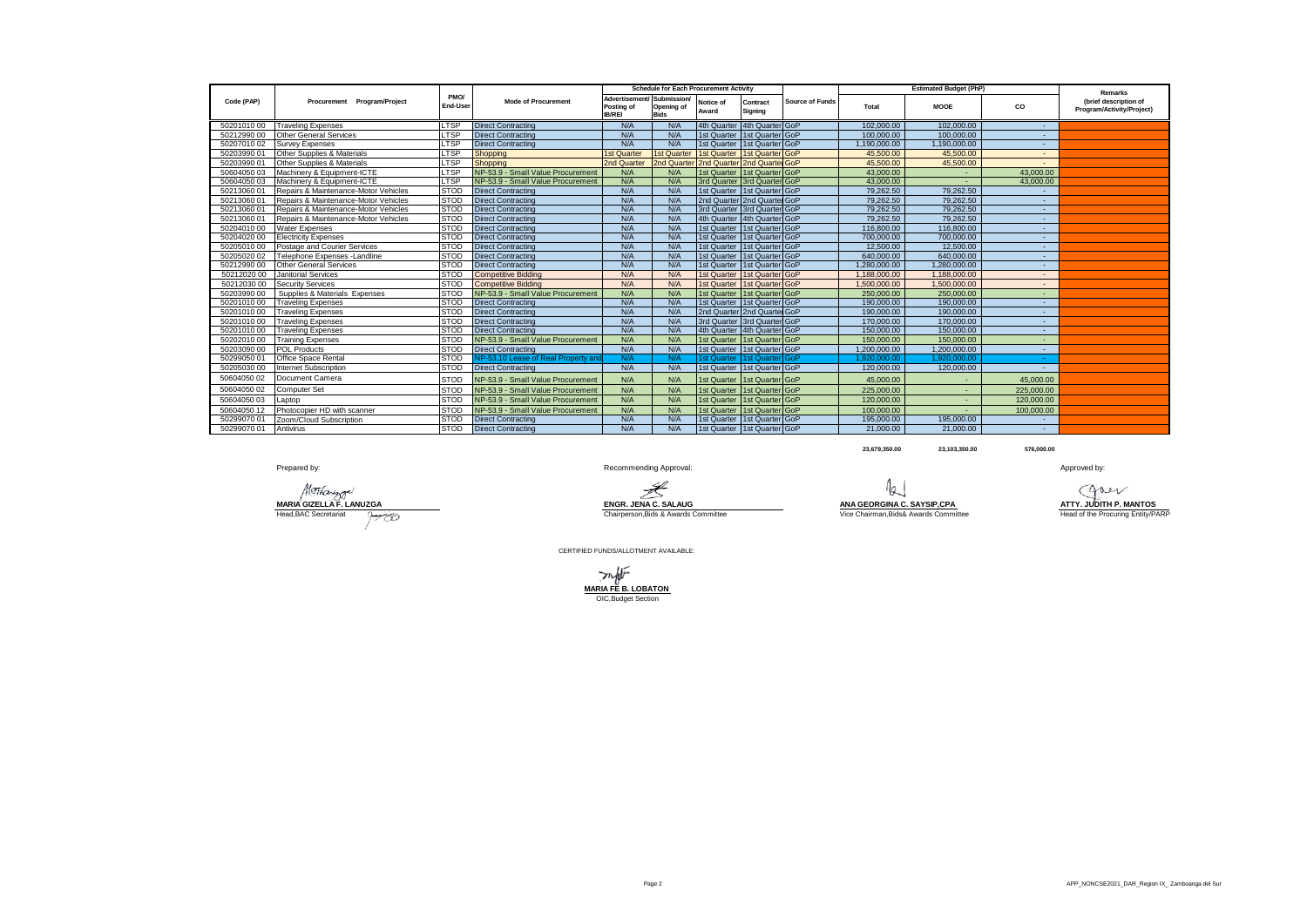| Code (PAP) | Procurement Program/Project | PMO/ End-User | Mode of Procurement | Schedule for Each Procurement Activity | | | | Source of Funds | Estimated Budget (PhP) | | | Remarks (brief description of Program/Activity/Project) |
|---|---|---|---|---|---|---|---|---|---|---|---|---|
| | | | | Advertisement/ Posting of IB/REI | Submission/ Opening of Bids | Notice of Award | Contract Signing | | Total | MOOE | CO | |
| 50201010 00 | Traveling Expenses | LTSP | Direct Contracting | N/A | N/A | 4th Quarter | 4th Quarter | GoP | 102,000.00 | 102,000.00 | - | |
| 50212990 00 | Other General Services | LTSP | Direct Contracting | N/A | N/A | 1st Quarter | 1st Quarter | GoP | 100,000.00 | 100,000.00 | - | |
| 50207010 02 | Survey Expenses | LTSP | Direct Contracting | N/A | N/A | 1st Quarter | 1st Quarter | GoP | 1,190,000.00 | 1,190,000.00 | - | |
| 50203990 01 | Other Supplies & Materials | LTSP | Shopping | 1st Quarter | 1st Quarter | 1st Quarter | 1st Quarter | GoP | 45,500.00 | 45,500.00 | - | |
| 50203990 01 | Other Supplies & Materials | LTSP | Shopping | 2nd Quarter | 2nd Quarter | 2nd Quarter | 2nd Quarter | GoP | 45,500.00 | 45,500.00 | - | |
| 50604050 03 | Machinery & Equipment-ICTE | LTSP | NP-53.9 - Small Value Procurement | N/A | N/A | 1st Quarter | 1st Quarter | GoP | 43,000.00 | - | 43,000.00 | |
| 50604050 03 | Machinery & Equipment-ICTE | LTSP | NP-53.9 - Small Value Procurement | N/A | N/A | 3rd Quarter | 3rd Quarter | GoP | 43,000.00 | - | 43,000.00 | |
| 50213060 01 | Repairs & Maintenance-Motor Vehicles | STOD | Direct Contracting | N/A | N/A | 1st Quarter | 1st Quarter | GoP | 79,262.50 | 79,262.50 | - | |
| 50213060 01 | Repairs & Maintenance-Motor Vehicles | STOD | Direct Contracting | N/A | N/A | 2nd Quarter | 2nd Quarter | GoP | 79,262.50 | 79,262.50 | - | |
| 50213060 01 | Repairs & Maintenance-Motor Vehicles | STOD | Direct Contracting | N/A | N/A | 3rd Quarter | 3rd Quarter | GoP | 79,262.50 | 79,262.50 | - | |
| 50213060 01 | Repairs & Maintenance-Motor Vehicles | STOD | Direct Contracting | N/A | N/A | 4th Quarter | 4th Quarter | GoP | 79,262.50 | 79,262.50 | - | |
| 50204010 00 | Water Expenses | STOD | Direct Contracting | N/A | N/A | 1st Quarter | 1st Quarter | GoP | 116,800.00 | 116,800.00 | - | |
| 50204020 00 | Electricity Expenses | STOD | Direct Contracting | N/A | N/A | 1st Quarter | 1st Quarter | GoP | 700,000.00 | 700,000.00 | - | |
| 50205010 00 | Postage and Courier Services | STOD | Direct Contracting | N/A | N/A | 1st Quarter | 1st Quarter | GoP | 12,500.00 | 12,500.00 | - | |
| 50205020 02 | Telephone Expenses -Landline | STOD | Direct Contracting | N/A | N/A | 1st Quarter | 1st Quarter | GoP | 640,000.00 | 640,000.00 | - | |
| 50212990 00 | Other General Services | STOD | Direct Contracting | N/A | N/A | 1st Quarter | 1st Quarter | GoP | 1,280,000.00 | 1,280,000.00 | - | |
| 50212020 00 | Janitorial Services | STOD | Competitive Bidding | N/A | N/A | 1st Quarter | 1st Quarter | GoP | 1,188,000.00 | 1,188,000.00 | - | |
| 50212030 00 | Security Services | STOD | Competitive Bidding | N/A | N/A | 1st Quarter | 1st Quarter | GoP | 1,500,000.00 | 1,500,000.00 | - | |
| 50203990 00 | Supplies & Materials Expenses | STOD | NP-53.9 - Small Value Procurement | N/A | N/A | 1st Quarter | 1st Quarter | GoP | 250,000.00 | 250,000.00 | - | |
| 50201010 00 | Traveling Expenses | STOD | Direct Contracting | N/A | N/A | 1st Quarter | 1st Quarter | GoP | 190,000.00 | 190,000.00 | - | |
| 50201010 00 | Traveling Expenses | STOD | Direct Contracting | N/A | N/A | 2nd Quarter | 2nd Quarter | GoP | 190,000.00 | 190,000.00 | - | |
| 50201010 00 | Traveling Expenses | STOD | Direct Contracting | N/A | N/A | 3rd Quarter | 3rd Quarter | GoP | 170,000.00 | 170,000.00 | - | |
| 50201010 00 | Traveling Expenses | STOD | Direct Contracting | N/A | N/A | 4th Quarter | 4th Quarter | GoP | 150,000.00 | 150,000.00 | - | |
| 50202010 00 | Training Expenses | STOD | NP-53.9 - Small Value Procurement | N/A | N/A | 1st Quarter | 1st Quarter | GoP | 150,000.00 | 150,000.00 | - | |
| 50203090 00 | POL Products | STOD | Direct Contracting | N/A | N/A | 1st Quarter | 1st Quarter | GoP | 1,200,000.00 | 1,200,000.00 | - | |
| 50299050 01 | Office Space Rental | STOD | NP-53.10 Lease of Real Property and | N/A | N/A | 1st Quarter | 1st Quarter | GoP | 1,920,000.00 | 1,920,000.00 | - | |
| 50205030 00 | Internet Subscription | STOD | Direct Contracting | N/A | N/A | 1st Quarter | 1st Quarter | GoP | 120,000.00 | 120,000.00 | - | |
| 50604050 02 | Document Camera | STOD | NP-53.9 - Small Value Procurement | N/A | N/A | 1st Quarter | 1st Quarter | GoP | 45,000.00 | - | 45,000.00 | |
| 50604050 02 | Computer Set | STOD | NP-53.9 - Small Value Procurement | N/A | N/A | 1st Quarter | 1st Quarter | GoP | 225,000.00 | - | 225,000.00 | |
| 50604050 03 | Laptop | STOD | NP-53.9 - Small Value Procurement | N/A | N/A | 1st Quarter | 1st Quarter | GoP | 120,000.00 | - | 120,000.00 | |
| 50604050 12 | Photocopier HD with scanner | STOD | NP-53.9 - Small Value Procurement | N/A | N/A | 1st Quarter | 1st Quarter | GoP | 100,000.00 | - | 100,000.00 | |
| 50299070 01 | Zoom/Cloud Subscription | STOD | Direct Contracting | N/A | N/A | 1st Quarter | 1st Quarter | GoP | 195,000.00 | 195,000.00 | - | |
| 50299070 01 | Antivirus | STOD | Direct Contracting | N/A | N/A | 1st Quarter | 1st Quarter | GoP | 21,000.00 | 21,000.00 | - | |
| | | | | | | | | | **23,679,350.00** | **23,103,350.00** | **576,000.00** | |

Prepared by:

**MARIA GIZELLA F. LANUZGA**
Head,BAC Secretariat

Recommending Approval:

**ENGR. JENA C. SALAUG**
Chairperson,Bids & Awards Committee

**ANA GEORGINA C. SAYSIP,CPA**
Vice Chairman,Bids& Awards Committee

Approved by:

**ATTY. JUDITH P. MANTOS**
Head of the Procuring Entity/PARP

CERTIFIED FUNDS/ALLOTMENT AVAILABLE:

**MARIA FE B. LOBATON**
OIC,Budget Section